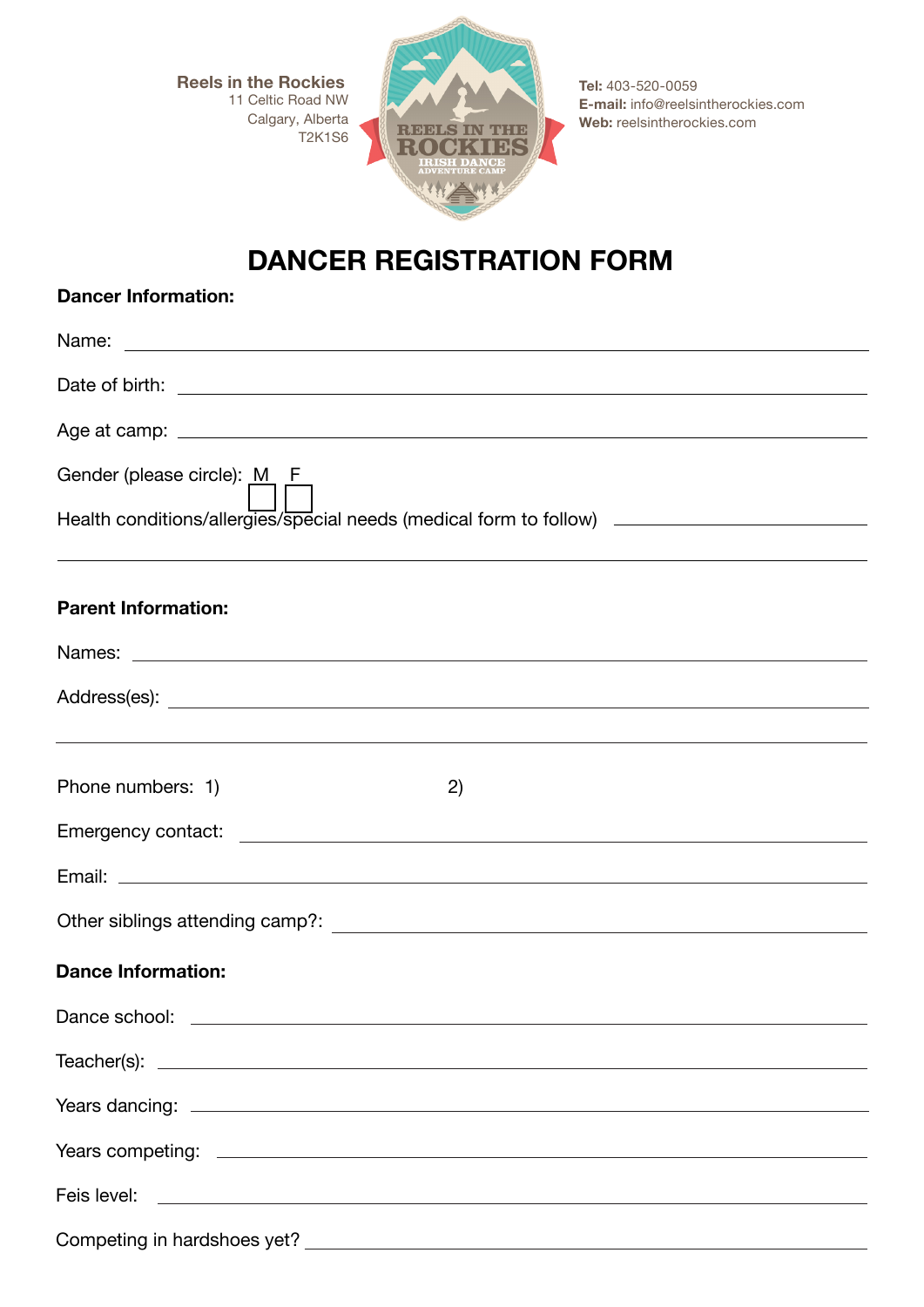**Reels in the Rockies**
11 Celtic Road NW
Calgary, Alberta
T2K1S6

REELS IN THE ROCKIES
IRISH DANCE
ADVENTURE CAMP

**Tel:** 403-520-0059
**E-mail:** info@reelsintherockies.com
**Web:** reelsintherockies.com

# DANCER REGISTRATION FORM

**Dancer Information:**

Name: ______________________________________________

Date of birth: ______________________________________________

Age at camp: ______________________________________________

Gender (please circle): M ☐ F ☐

Health conditions/allergies/special needs (medical form to follow) ____________________

______________________________________________

**Parent Information:**

Names: ______________________________________________

Address(es): ______________________________________________

______________________________________________

Phone numbers: 1) 2)

Emergency contact: ______________________________________________

Email: ______________________________________________

Other siblings attending camp?: ______________________________________________

**Dance Information:**

Dance school: ______________________________________________

Teacher(s): ______________________________________________

Years dancing: ______________________________________________

Years competing: ______________________________________________

Feis level: ______________________________________________

Competing in hardshoes yet? ______________________________________________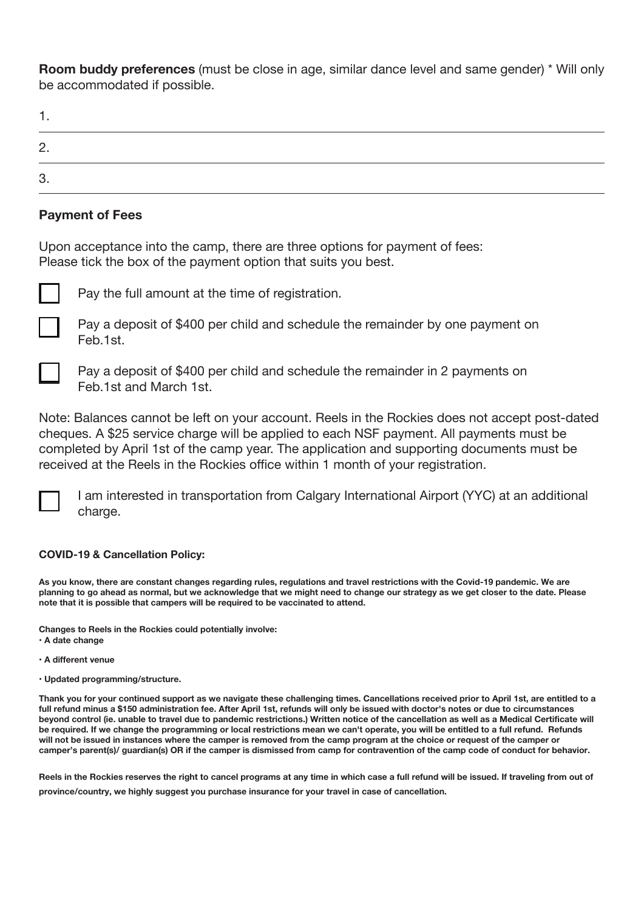**Room buddy preferences** (must be close in age, similar dance level and same gender) * Will only be accommodated if possible.

1. 

2. 

3. 

### Payment of Fees

Upon acceptance into the camp, there are three options for payment of fees:
Please tick the box of the payment option that suits you best.

- [ ] Pay the full amount at the time of registration.
- [ ] Pay a deposit of $400 per child and schedule the remainder by one payment on Feb.1st.
- [ ] Pay a deposit of $400 per child and schedule the remainder in 2 payments on Feb.1st and March 1st.

Note: Balances cannot be left on your account. Reels in the Rockies does not accept post-dated cheques. A $25 service charge will be applied to each NSF payment. All payments must be completed by April 1st of the camp year. The application and supporting documents must be received at the Reels in the Rockies office within 1 month of your registration.

- [ ] I am interested in transportation from Calgary International Airport (YYC) at an additional charge.

**COVID-19 & Cancellation Policy:**

**As you know, there are constant changes regarding rules, regulations and travel restrictions with the Covid-19 pandemic. We are planning to go ahead as normal, but we acknowledge that we might need to change our strategy as we get closer to the date. Please note that it is possible that campers will be required to be vaccinated to attend.**

**Changes to Reels in the Rockies could potentially involve:**

- **A date change**
- **A different venue**
- **Updated programming/structure.**

**Thank you for your continued support as we navigate these challenging times. Cancellations received prior to April 1st, are entitled to a full refund minus a $150 administration fee. After April 1st, refunds will only be issued with doctor's notes or due to circumstances beyond control (ie. unable to travel due to pandemic restrictions.) Written notice of the cancellation as well as a Medical Certificate will be required. If we change the programming or local restrictions mean we can't operate, you will be entitled to a full refund. Refunds will not be issued in instances where the camper is removed from the camp program at the choice or request of the camper or camper's parent(s)/ guardian(s) OR if the camper is dismissed from camp for contravention of the camp code of conduct for behavior.**

**Reels in the Rockies reserves the right to cancel programs at any time in which case a full refund will be issued. If traveling from out of province/country, we highly suggest you purchase insurance for your travel in case of cancellation.**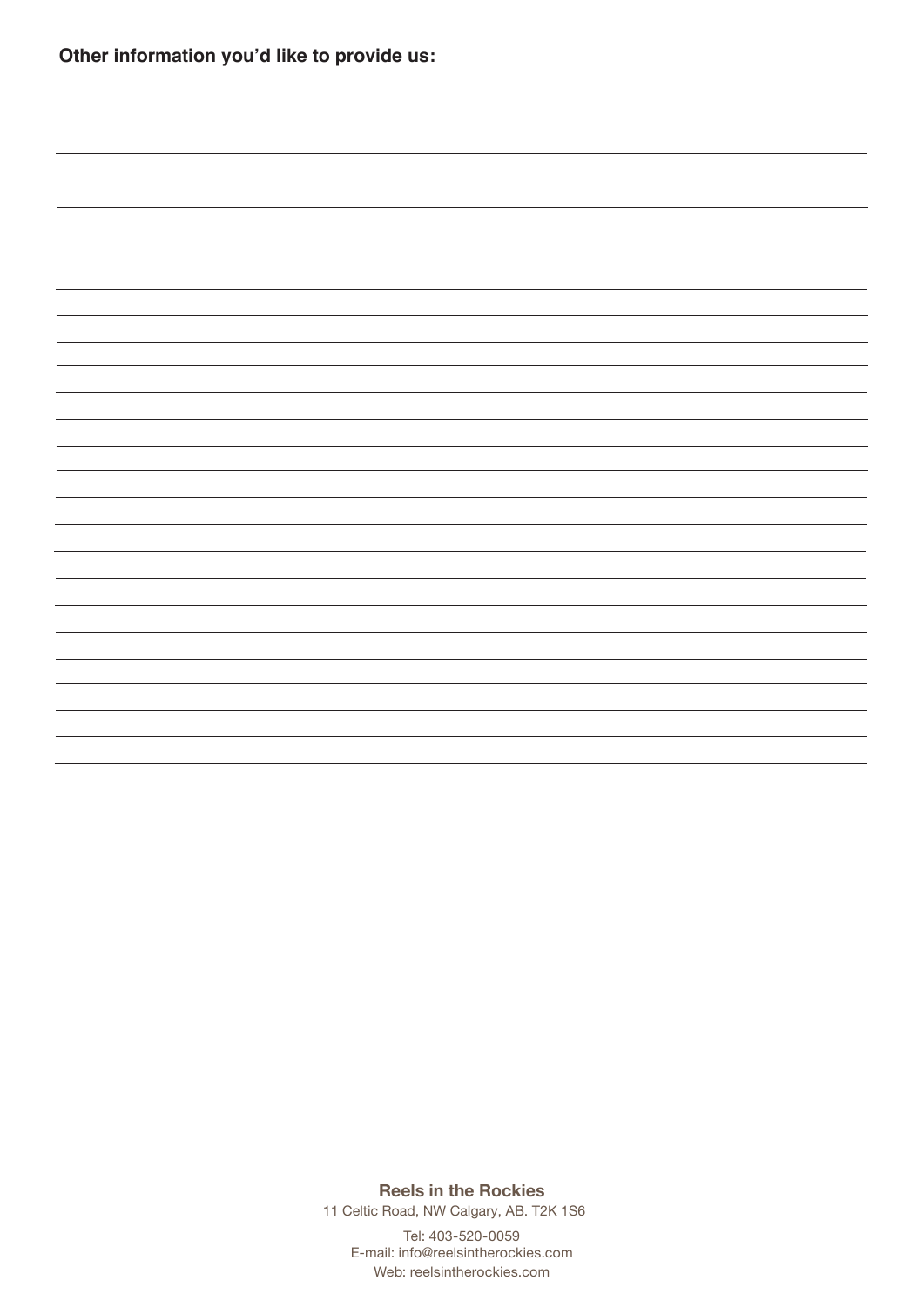**Other information you'd like to provide us:**

**Reels in the Rockies**
11 Celtic Road, NW Calgary, AB. T2K 1S6

Tel: 403-520-0059
E-mail: info@reelsintherockies.com
Web: reelsintherockies.com